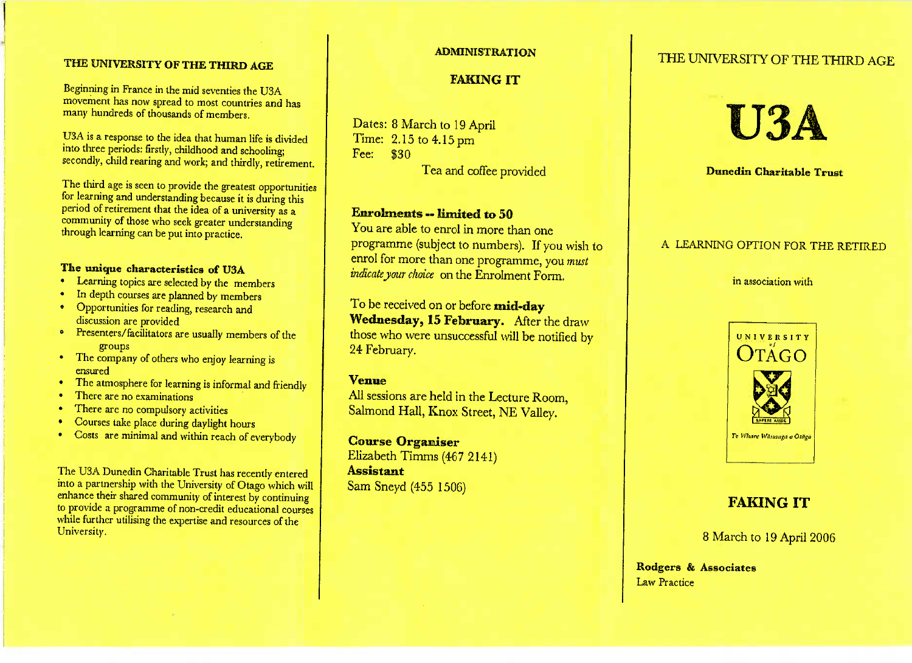## THE UNIVERSITY OF THE THIRD AGE

Beginning in France in the mid seventies the U3A movement has now spread to most countries and has many hundreds of thousands of members.

U3A is a response to the idea that human life is divided into three periods: firstly, childhood and schooling; secondly, child rearing and work; and thirdly, retirement.

The third age is seen to provide the greatest opportunities for learning and understanding because it is during this period of retirement that the idea of a university as a community of those who seek greater understanding through learning can be put into practice.

### The unique characteristics of U3A

- Learning topics are selected by the members
- In depth courses are planned by members
- Opportunities for reading, research and discussion are provided
- Presenters/facilitators are usually members of the groups
- The company of others who enjoy learning is ensured
- The atmosphere for learning is informal and friendly
- There are no examinations
- There are no compulsory activities
- Courses take place during daylight hours
- Costs are minimal and within reach of everybody

The U3A Dunedin Charitable Trust has recently entered into a partnership with the University of Otago which will enhance their shared community of interest by continuing to provide a programme of non-credit educational courses while further utilising the expertise and resources of the University.

## ADMINISTRATION

### FAKING IT

Dates: 8 March to 19 April
Time: 2.15 to 4.15 pm
Fee: $30

Tea and coffee provided

**Enrolments -- limited to 50**

You are able to enrol in more than one programme (subject to numbers). If you wish to enrol for more than one programme, you *must indicate your choice* on the Enrolment Form.

To be received on or before **mid-day Wednesday, 15 February.** After the draw those who were unsuccessful will be notified by 24 February.

**Venue**

All sessions are held in the Lecture Room, Salmond Hall, Knox Street, NE Valley.

**Course Organiser**
Elizabeth Timms (467 2141)
**Assistant**
Sam Sneyd (455 1506)

## THE UNIVERSITY OF THE THIRD AGE

# U3A

**Dunedin Charitable Trust**

A LEARNING OPTION FOR THE RETIRED

in association with

UNIVERSITY of OTAGO
SAPERE AUDE
Te Whare Wānanga o Otāgo

## FAKING IT

8 March to 19 April 2006

**Rodgers & Associates**
Law Practice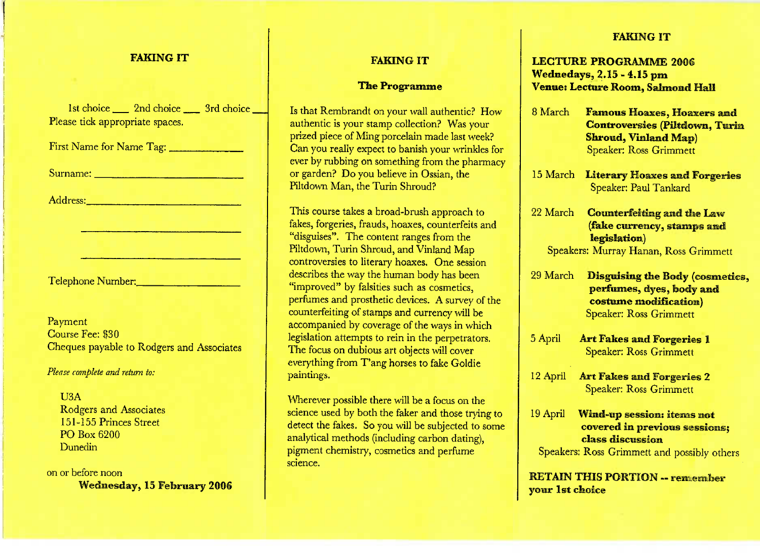## FAKING IT

1st choice ___ 2nd choice ___ 3rd choice ___
Please tick appropriate spaces.

First Name for Name Tag: ____________

Surname: ________________________

Address: ________________________

________________________

________________________

Telephone Number: ________________

Payment
Course Fee: $30
Cheques payable to Rodgers and Associates

*Please complete and return to:*

U3A
Rodgers and Associates
151-155 Princes Street
PO Box 6200
Dunedin

on or before noon
**Wednesday, 15 February 2006**

## FAKING IT

### The Programme

Is that Rembrandt on your wall authentic? How authentic is your stamp collection? Was your prized piece of Ming porcelain made last week? Can you really expect to banish your wrinkles for ever by rubbing on something from the pharmacy or garden? Do you believe in Ossian, the Piltdown Man, the Turin Shroud?

This course takes a broad-brush approach to fakes, forgeries, frauds, hoaxes, counterfeits and "disguises". The content ranges from the Piltdown, Turin Shroud, and Vinland Map controversies to literary hoaxes. One session describes the way the human body has been "improved" by falsities such as cosmetics, perfumes and prosthetic devices. A survey of the counterfeiting of stamps and currency will be accompanied by coverage of the ways in which legislation attempts to rein in the perpetrators. The focus on dubious art objects will cover everything from T'ang horses to fake Goldie paintings.

Wherever possible there will be a focus on the science used by both the faker and those trying to detect the fakes. So you will be subjected to some analytical methods (including carbon dating), pigment chemistry, cosmetics and perfume science.

## FAKING IT

**LECTURE PROGRAMME 2006**
**Wednesdays, 2.15 - 4.15 pm**
**Venue: Lecture Room, Salmond Hall**

8 March **Famous Hoaxes, Hoaxers and Controversies (Piltdown, Turin Shroud, Vinland Map)**
Speaker: Ross Grimmett

15 March **Literary Hoaxes and Forgeries**
Speaker: Paul Tankard

22 March **Counterfeiting and the Law (fake currency, stamps and legislation)**
Speakers: Murray Hanan, Ross Grimmett

29 March **Disguising the Body (cosmetics, perfumes, dyes, body and costume modification)**
Speaker: Ross Grimmett

5 April **Art Fakes and Forgeries 1**
Speaker: Ross Grimmett

12 April **Art Fakes and Forgeries 2**
Speaker: Ross Grimmett

19 April **Wind-up session: items not covered in previous sessions; class discussion**
Speakers: Ross Grimmett and possibly others

**RETAIN THIS PORTION -- remember your 1st choice**